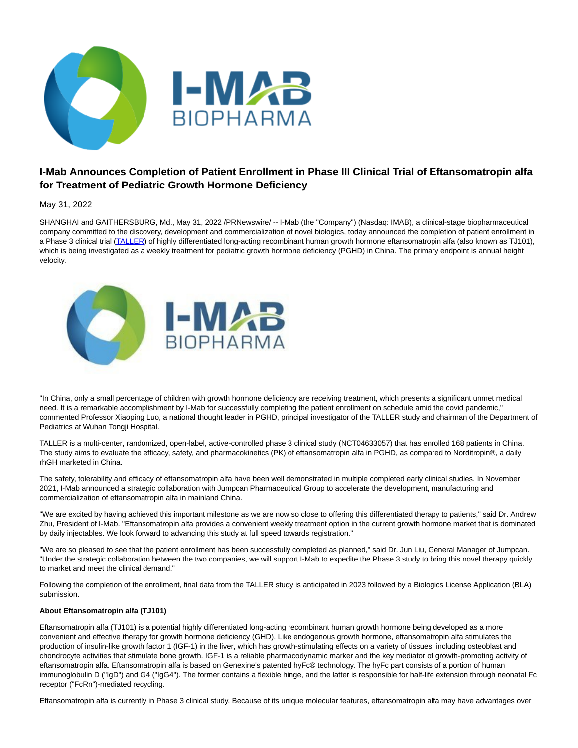# I-Mab Announces Completion of Patient Enrollment in Phase III Clinical Trial of Eftansomatropin alfa for Treatment of Pediatric Growth Hormone Deficiency

May 31, 2022

SHANGHAI and GAITHERSBURG, Md., May 31, 2022 /PRNewswire/ -- I-Mab (the "Company") (Nasdaq: IMAB), a clinical-stage biopharmaceutical company committed to the discovery, development and commercialization of novel biologics, today announced the completion of patient enrollment in a Phase 3 clinical trial (TALLER) of highly differentiated long-acting recombinant human growth hormone eftansomatropin alfa (also known as TJ101), which is being investigated as a weekly treatment for pediatric growth hormone deficiency (PGHD) in China. The primary endpoint is annual height velocity.

"In China, only a small percentage of children with growth hormone deficiency are receiving treatment, which presents a significant unmet medical need. It is a remarkable accomplishment by I-Mab for successfully completing the patient enrollment on schedule amid the covid pandemic," commented Professor Xiaoping Luo, a national thought leader in PGHD, principal investigator of the TALLER study and chairman of the Department of Pediatrics at Wuhan Tongji Hospital.

TALLER is a multi-center, randomized, open-label, active-controlled phase 3 clinical study (NCT04633057) that has enrolled 168 patients in China. The study aims to evaluate the efficacy, safety, and pharmacokinetics (PK) of eftansomatropin alfa in PGHD, as compared to Norditropin®, a daily rhGH marketed in China.

The safety, tolerability and efficacy of eftansomatropin alfa have been well demonstrated in multiple completed early clinical studies. In November 2021, I-Mab announced a strategic collaboration with Jumpcan Pharmaceutical Group to accelerate the development, manufacturing and commercialization of eftansomatropin alfa in mainland China.

"We are excited by having achieved this important milestone as we are now so close to offering this differentiated therapy to patients," said Dr. Andrew Zhu, President of I-Mab. "Eftansomatropin alfa provides a convenient weekly treatment option in the current growth hormone market that is dominated by daily injectables. We look forward to advancing this study at full speed towards registration."

"We are so pleased to see that the patient enrollment has been successfully completed as planned," said Dr. Jun Liu, General Manager of Jumpcan. "Under the strategic collaboration between the two companies, we will support I-Mab to expedite the Phase 3 study to bring this novel therapy quickly to market and meet the clinical demand."

Following the completion of the enrollment, final data from the TALLER study is anticipated in 2023 followed by a Biologics License Application (BLA) submission.

**About Eftansomatropin alfa (TJ101)**

Eftansomatropin alfa (TJ101) is a potential highly differentiated long-acting recombinant human growth hormone being developed as a more convenient and effective therapy for growth hormone deficiency (GHD). Like endogenous growth hormone, eftansomatropin alfa stimulates the production of insulin-like growth factor 1 (IGF-1) in the liver, which has growth-stimulating effects on a variety of tissues, including osteoblast and chondrocyte activities that stimulate bone growth. IGF-1 is a reliable pharmacodynamic marker and the key mediator of growth-promoting activity of eftansomatropin alfa. Eftansomatropin alfa is based on Genexine's patented hyFc® technology. The hyFc part consists of a portion of human immunoglobulin D ("IgD") and G4 ("IgG4"). The former contains a flexible hinge, and the latter is responsible for half-life extension through neonatal Fc receptor ("FcRn")-mediated recycling.

Eftansomatropin alfa is currently in Phase 3 clinical study. Because of its unique molecular features, eftansomatropin alfa may have advantages over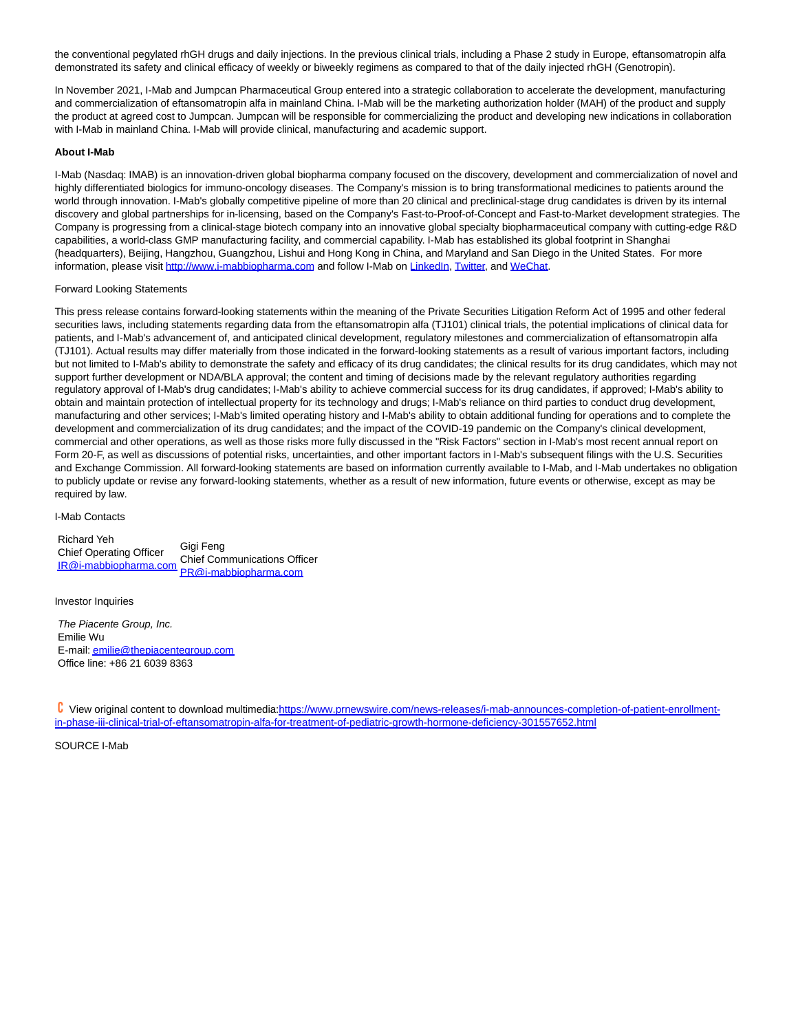the conventional pegylated rhGH drugs and daily injections. In the previous clinical trials, including a Phase 2 study in Europe, eftansomatropin alfa demonstrated its safety and clinical efficacy of weekly or biweekly regimens as compared to that of the daily injected rhGH (Genotropin).

In November 2021, I-Mab and Jumpcan Pharmaceutical Group entered into a strategic collaboration to accelerate the development, manufacturing and commercialization of eftansomatropin alfa in mainland China. I-Mab will be the marketing authorization holder (MAH) of the product and supply the product at agreed cost to Jumpcan. Jumpcan will be responsible for commercializing the product and developing new indications in collaboration with I-Mab in mainland China. I-Mab will provide clinical, manufacturing and academic support.

**About I-Mab**

I-Mab (Nasdaq: IMAB) is an innovation-driven global biopharma company focused on the discovery, development and commercialization of novel and highly differentiated biologics for immuno-oncology diseases. The Company's mission is to bring transformational medicines to patients around the world through innovation. I-Mab's globally competitive pipeline of more than 20 clinical and preclinical-stage drug candidates is driven by its internal discovery and global partnerships for in-licensing, based on the Company's Fast-to-Proof-of-Concept and Fast-to-Market development strategies. The Company is progressing from a clinical-stage biotech company into an innovative global specialty biopharmaceutical company with cutting-edge R&D capabilities, a world-class GMP manufacturing facility, and commercial capability. I-Mab has established its global footprint in Shanghai (headquarters), Beijing, Hangzhou, Guangzhou, Lishui and Hong Kong in China, and Maryland and San Diego in the United States. For more information, please visit http://www.i-mabbiopharma.com and follow I-Mab on LinkedIn, Twitter, and WeChat.

Forward Looking Statements

This press release contains forward-looking statements within the meaning of the Private Securities Litigation Reform Act of 1995 and other federal securities laws, including statements regarding data from the eftansomatropin alfa (TJ101) clinical trials, the potential implications of clinical data for patients, and I-Mab's advancement of, and anticipated clinical development, regulatory milestones and commercialization of eftansomatropin alfa (TJ101). Actual results may differ materially from those indicated in the forward-looking statements as a result of various important factors, including but not limited to I-Mab's ability to demonstrate the safety and efficacy of its drug candidates; the clinical results for its drug candidates, which may not support further development or NDA/BLA approval; the content and timing of decisions made by the relevant regulatory authorities regarding regulatory approval of I-Mab's drug candidates; I-Mab's ability to achieve commercial success for its drug candidates, if approved; I-Mab's ability to obtain and maintain protection of intellectual property for its technology and drugs; I-Mab's reliance on third parties to conduct drug development, manufacturing and other services; I-Mab's limited operating history and I-Mab's ability to obtain additional funding for operations and to complete the development and commercialization of its drug candidates; and the impact of the COVID-19 pandemic on the Company's clinical development, commercial and other operations, as well as those risks more fully discussed in the "Risk Factors" section in I-Mab's most recent annual report on Form 20-F, as well as discussions of potential risks, uncertainties, and other important factors in I-Mab's subsequent filings with the U.S. Securities and Exchange Commission. All forward-looking statements are based on information currently available to I-Mab, and I-Mab undertakes no obligation to publicly update or revise any forward-looking statements, whether as a result of new information, future events or otherwise, except as may be required by law.

I-Mab Contacts

| | |
|---|---|
| Richard Yeh<br>Chief Operating Officer<br>IR@i-mabbiopharma.com | Gigi Feng<br>Chief Communications Officer<br>PR@i-mabbiopharma.com |

Investor Inquiries

*The Piacente Group, Inc.*
Emilie Wu
E-mail: emilie@thepiacentegroup.com
Office line: +86 21 6039 8363

View original content to download multimedia:https://www.prnewswire.com/news-releases/i-mab-announces-completion-of-patient-enrollment-in-phase-iii-clinical-trial-of-eftansomatropin-alfa-for-treatment-of-pediatric-growth-hormone-deficiency-301557652.html

SOURCE I-Mab